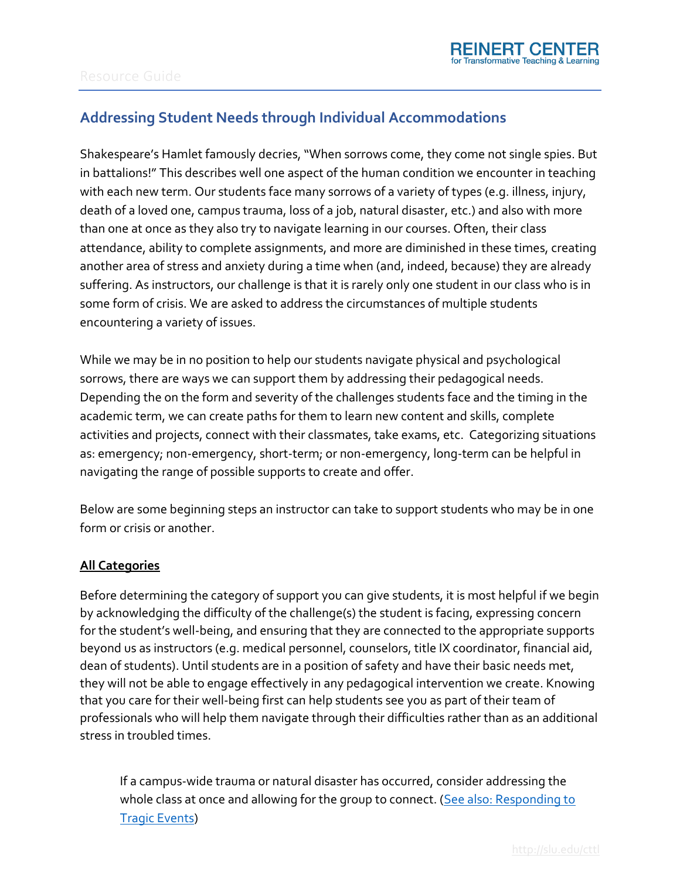## Addressing Student Needs through Individual Accommodations

Shakespeare's Hamlet famously decries, "When sorrows come, they come not single spies. But in battalions!" This describes well one aspect of the human condition we encounter in teaching with each new term. Our students face many sorrows of a variety of types (e.g. illness, injury, death of a loved one, campus trauma, loss of a job, natural disaster, etc.) and also with more than one at once as they also try to navigate learning in our courses. Often, their class attendance, ability to complete assignments, and more are diminished in these times, creating another area of stress and anxiety during a time when (and, indeed, because) they are already suffering. As instructors, our challenge is that it is rarely only one student in our class who is in some form of crisis. We are asked to address the circumstances of multiple students encountering a variety of issues.

While we may be in no position to help our students navigate physical and psychological sorrows, there are ways we can support them by addressing their pedagogical needs. Depending the on the form and severity of the challenges students face and the timing in the academic term, we can create paths for them to learn new content and skills, complete activities and projects, connect with their classmates, take exams, etc. Categorizing situations as: emergency; non-emergency, short-term; or non-emergency, long-term can be helpful in navigating the range of possible supports to create and offer.

Below are some beginning steps an instructor can take to support students who may be in one form or crisis or another.

**All Categories**

Before determining the category of support you can give students, it is most helpful if we begin by acknowledging the difficulty of the challenge(s) the student is facing, expressing concern for the student's well-being, and ensuring that they are connected to the appropriate supports beyond us as instructors (e.g. medical personnel, counselors, title IX coordinator, financial aid, dean of students). Until students are in a position of safety and have their basic needs met, they will not be able to engage effectively in any pedagogical intervention we create. Knowing that you care for their well-being first can help students see you as part of their team of professionals who will help them navigate through their difficulties rather than as an additional stress in troubled times.

> If a campus-wide trauma or natural disaster has occurred, consider addressing the whole class at once and allowing for the group to connect. (See also: Responding to Tragic Events)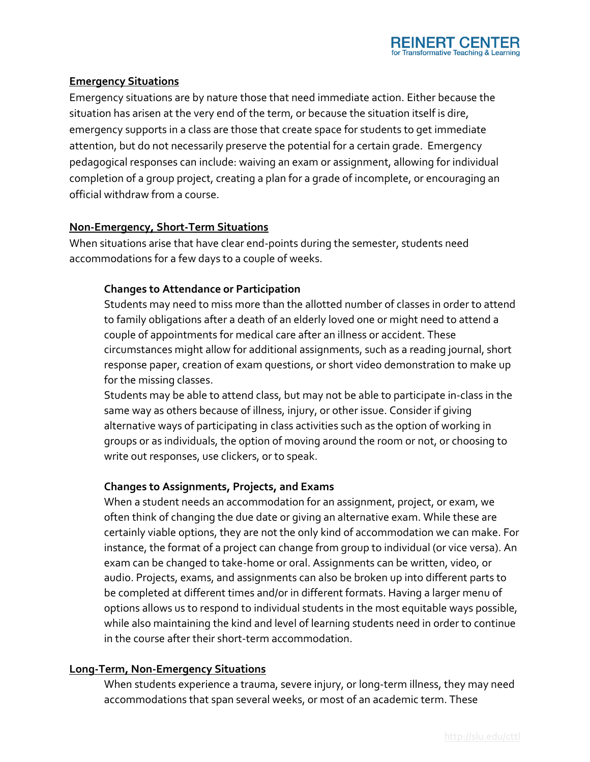## Emergency Situations

Emergency situations are by nature those that need immediate action. Either because the situation has arisen at the very end of the term, or because the situation itself is dire, emergency supports in a class are those that create space for students to get immediate attention, but do not necessarily preserve the potential for a certain grade. Emergency pedagogical responses can include: waiving an exam or assignment, allowing for individual completion of a group project, creating a plan for a grade of incomplete, or encouraging an official withdraw from a course.

## Non-Emergency, Short-Term Situations

When situations arise that have clear end-points during the semester, students need accommodations for a few days to a couple of weeks.

### Changes to Attendance or Participation

Students may need to miss more than the allotted number of classes in order to attend to family obligations after a death of an elderly loved one or might need to attend a couple of appointments for medical care after an illness or accident. These circumstances might allow for additional assignments, such as a reading journal, short response paper, creation of exam questions, or short video demonstration to make up for the missing classes.

Students may be able to attend class, but may not be able to participate in-class in the same way as others because of illness, injury, or other issue. Consider if giving alternative ways of participating in class activities such as the option of working in groups or as individuals, the option of moving around the room or not, or choosing to write out responses, use clickers, or to speak.

### Changes to Assignments, Projects, and Exams

When a student needs an accommodation for an assignment, project, or exam, we often think of changing the due date or giving an alternative exam. While these are certainly viable options, they are not the only kind of accommodation we can make. For instance, the format of a project can change from group to individual (or vice versa). An exam can be changed to take-home or oral. Assignments can be written, video, or audio. Projects, exams, and assignments can also be broken up into different parts to be completed at different times and/or in different formats. Having a larger menu of options allows us to respond to individual students in the most equitable ways possible, while also maintaining the kind and level of learning students need in order to continue in the course after their short-term accommodation.

## Long-Term, Non-Emergency Situations

When students experience a trauma, severe injury, or long-term illness, they may need accommodations that span several weeks, or most of an academic term. These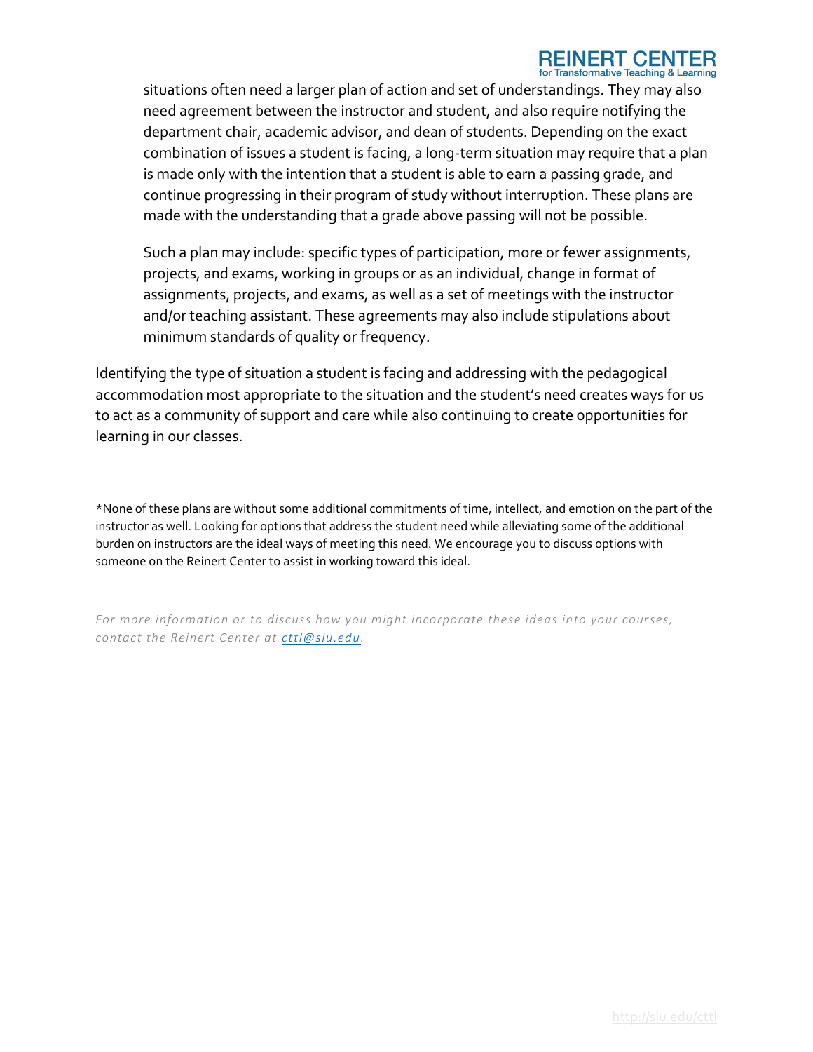situations often need a larger plan of action and set of understandings. They may also need agreement between the instructor and student, and also require notifying the department chair, academic advisor, and dean of students. Depending on the exact combination of issues a student is facing, a long-term situation may require that a plan is made only with the intention that a student is able to earn a passing grade, and continue progressing in their program of study without interruption. These plans are made with the understanding that a grade above passing will not be possible.

Such a plan may include: specific types of participation, more or fewer assignments, projects, and exams, working in groups or as an individual, change in format of assignments, projects, and exams, as well as a set of meetings with the instructor and/or teaching assistant. These agreements may also include stipulations about minimum standards of quality or frequency.

Identifying the type of situation a student is facing and addressing with the pedagogical accommodation most appropriate to the situation and the student's need creates ways for us to act as a community of support and care while also continuing to create opportunities for learning in our classes.

*None of these plans are without some additional commitments of time, intellect, and emotion on the part of the instructor as well. Looking for options that address the student need while alleviating some of the additional burden on instructors are the ideal ways of meeting this need. We encourage you to discuss options with someone on the Reinert Center to assist in working toward this ideal.

*For more information or to discuss how you might incorporate these ideas into your courses, contact the Reinert Center at [cttl@slu.edu](mailto:cttl@slu.edu).*